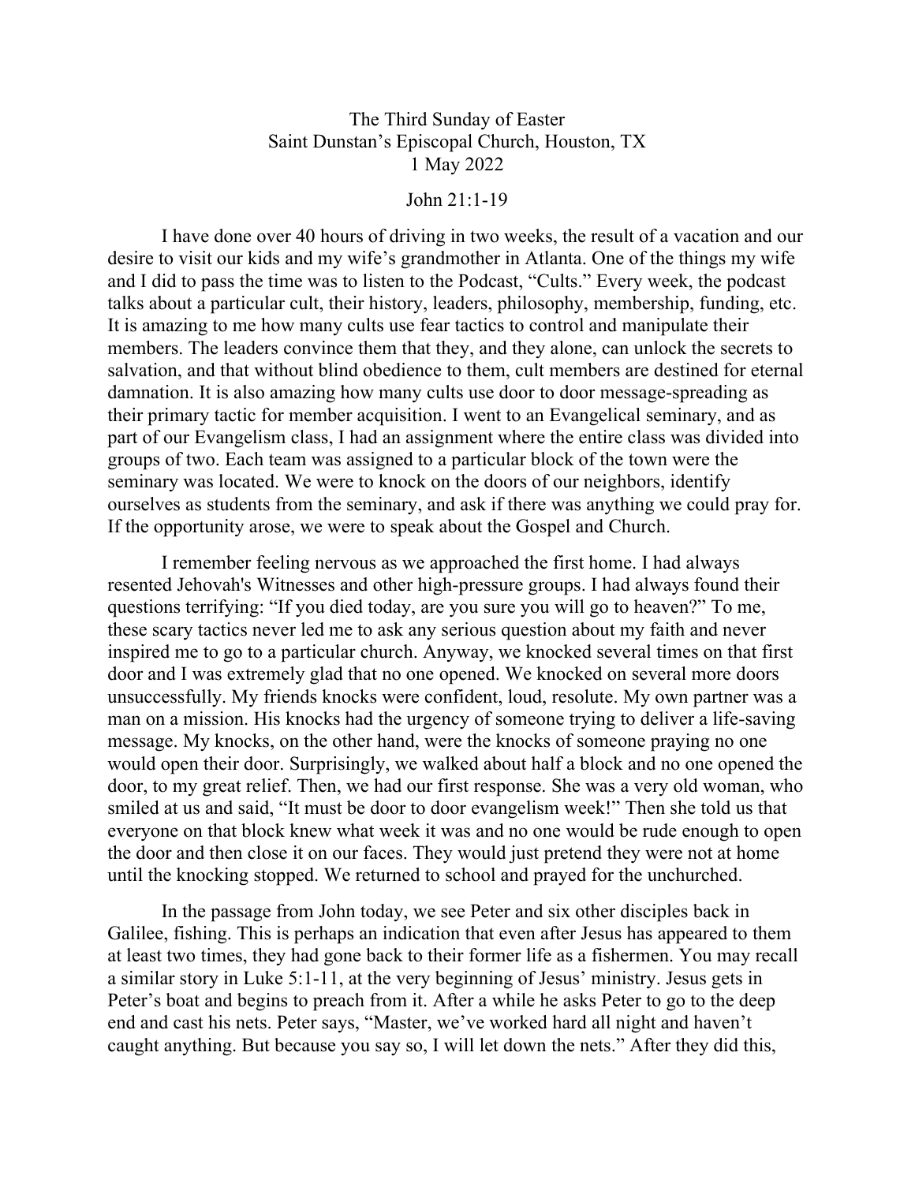The Third Sunday of Easter
Saint Dunstan's Episcopal Church, Houston, TX
1 May 2022

John 21:1-19

I have done over 40 hours of driving in two weeks, the result of a vacation and our desire to visit our kids and my wife's grandmother in Atlanta. One of the things my wife and I did to pass the time was to listen to the Podcast, "Cults." Every week, the podcast talks about a particular cult, their history, leaders, philosophy, membership, funding, etc. It is amazing to me how many cults use fear tactics to control and manipulate their members. The leaders convince them that they, and they alone, can unlock the secrets to salvation, and that without blind obedience to them, cult members are destined for eternal damnation. It is also amazing how many cults use door to door message-spreading as their primary tactic for member acquisition. I went to an Evangelical seminary, and as part of our Evangelism class, I had an assignment where the entire class was divided into groups of two. Each team was assigned to a particular block of the town were the seminary was located. We were to knock on the doors of our neighbors, identify ourselves as students from the seminary, and ask if there was anything we could pray for. If the opportunity arose, we were to speak about the Gospel and Church.

I remember feeling nervous as we approached the first home. I had always resented Jehovah's Witnesses and other high-pressure groups. I had always found their questions terrifying: "If you died today, are you sure you will go to heaven?" To me, these scary tactics never led me to ask any serious question about my faith and never inspired me to go to a particular church. Anyway, we knocked several times on that first door and I was extremely glad that no one opened. We knocked on several more doors unsuccessfully. My friends knocks were confident, loud, resolute. My own partner was a man on a mission. His knocks had the urgency of someone trying to deliver a life-saving message. My knocks, on the other hand, were the knocks of someone praying no one would open their door. Surprisingly, we walked about half a block and no one opened the door, to my great relief. Then, we had our first response. She was a very old woman, who smiled at us and said, "It must be door to door evangelism week!" Then she told us that everyone on that block knew what week it was and no one would be rude enough to open the door and then close it on our faces. They would just pretend they were not at home until the knocking stopped. We returned to school and prayed for the unchurched.

In the passage from John today, we see Peter and six other disciples back in Galilee, fishing. This is perhaps an indication that even after Jesus has appeared to them at least two times, they had gone back to their former life as a fishermen. You may recall a similar story in Luke 5:1-11, at the very beginning of Jesus' ministry. Jesus gets in Peter's boat and begins to preach from it. After a while he asks Peter to go to the deep end and cast his nets. Peter says, "Master, we've worked hard all night and haven't caught anything. But because you say so, I will let down the nets." After they did this,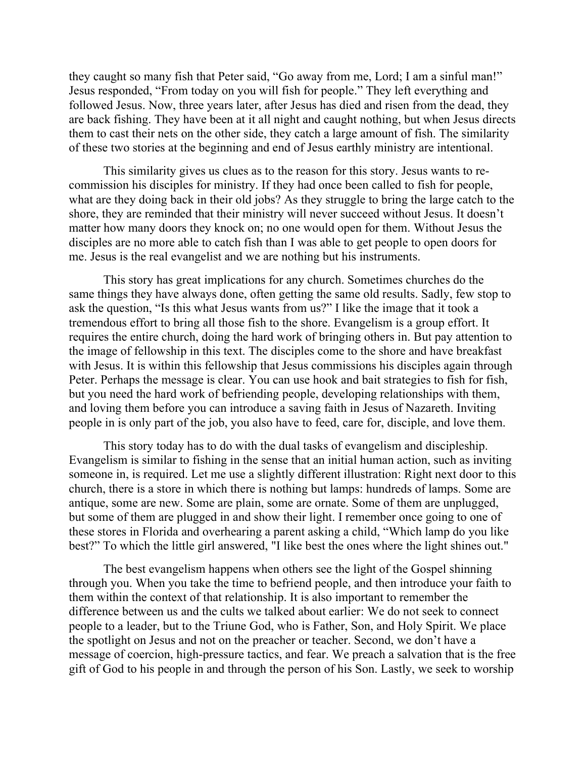they caught so many fish that Peter said, "Go away from me, Lord; I am a sinful man!" Jesus responded, "From today on you will fish for people." They left everything and followed Jesus. Now, three years later, after Jesus has died and risen from the dead, they are back fishing. They have been at it all night and caught nothing, but when Jesus directs them to cast their nets on the other side, they catch a large amount of fish. The similarity of these two stories at the beginning and end of Jesus earthly ministry are intentional.

This similarity gives us clues as to the reason for this story. Jesus wants to re-commission his disciples for ministry. If they had once been called to fish for people, what are they doing back in their old jobs? As they struggle to bring the large catch to the shore, they are reminded that their ministry will never succeed without Jesus. It doesn't matter how many doors they knock on; no one would open for them. Without Jesus the disciples are no more able to catch fish than I was able to get people to open doors for me. Jesus is the real evangelist and we are nothing but his instruments.

This story has great implications for any church. Sometimes churches do the same things they have always done, often getting the same old results. Sadly, few stop to ask the question, "Is this what Jesus wants from us?" I like the image that it took a tremendous effort to bring all those fish to the shore. Evangelism is a group effort. It requires the entire church, doing the hard work of bringing others in. But pay attention to the image of fellowship in this text. The disciples come to the shore and have breakfast with Jesus. It is within this fellowship that Jesus commissions his disciples again through Peter. Perhaps the message is clear. You can use hook and bait strategies to fish for fish, but you need the hard work of befriending people, developing relationships with them, and loving them before you can introduce a saving faith in Jesus of Nazareth. Inviting people in is only part of the job, you also have to feed, care for, disciple, and love them.

This story today has to do with the dual tasks of evangelism and discipleship. Evangelism is similar to fishing in the sense that an initial human action, such as inviting someone in, is required. Let me use a slightly different illustration: Right next door to this church, there is a store in which there is nothing but lamps: hundreds of lamps. Some are antique, some are new. Some are plain, some are ornate. Some of them are unplugged, but some of them are plugged in and show their light. I remember once going to one of these stores in Florida and overhearing a parent asking a child, "Which lamp do you like best?" To which the little girl answered, "I like best the ones where the light shines out."

The best evangelism happens when others see the light of the Gospel shinning through you. When you take the time to befriend people, and then introduce your faith to them within the context of that relationship. It is also important to remember the difference between us and the cults we talked about earlier: We do not seek to connect people to a leader, but to the Triune God, who is Father, Son, and Holy Spirit. We place the spotlight on Jesus and not on the preacher or teacher. Second, we don't have a message of coercion, high-pressure tactics, and fear. We preach a salvation that is the free gift of God to his people in and through the person of his Son. Lastly, we seek to worship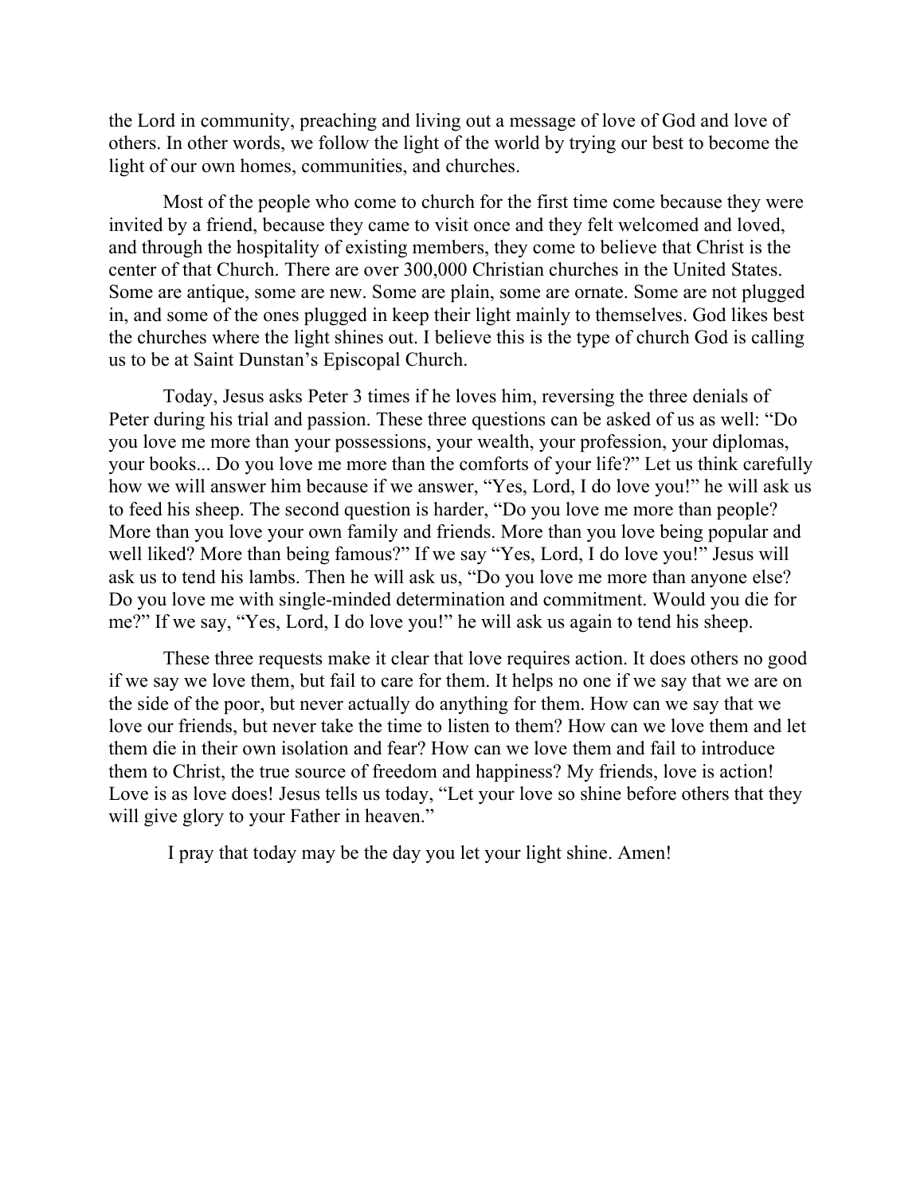the Lord in community, preaching and living out a message of love of God and love of others. In other words, we follow the light of the world by trying our best to become the light of our own homes, communities, and churches.

Most of the people who come to church for the first time come because they were invited by a friend, because they came to visit once and they felt welcomed and loved, and through the hospitality of existing members, they come to believe that Christ is the center of that Church. There are over 300,000 Christian churches in the United States. Some are antique, some are new. Some are plain, some are ornate. Some are not plugged in, and some of the ones plugged in keep their light mainly to themselves. God likes best the churches where the light shines out. I believe this is the type of church God is calling us to be at Saint Dunstan's Episcopal Church.

Today, Jesus asks Peter 3 times if he loves him, reversing the three denials of Peter during his trial and passion. These three questions can be asked of us as well: "Do you love me more than your possessions, your wealth, your profession, your diplomas, your books... Do you love me more than the comforts of your life?" Let us think carefully how we will answer him because if we answer, "Yes, Lord, I do love you!" he will ask us to feed his sheep. The second question is harder, "Do you love me more than people? More than you love your own family and friends. More than you love being popular and well liked? More than being famous?" If we say "Yes, Lord, I do love you!" Jesus will ask us to tend his lambs. Then he will ask us, "Do you love me more than anyone else? Do you love me with single-minded determination and commitment. Would you die for me?" If we say, "Yes, Lord, I do love you!" he will ask us again to tend his sheep.

These three requests make it clear that love requires action. It does others no good if we say we love them, but fail to care for them. It helps no one if we say that we are on the side of the poor, but never actually do anything for them. How can we say that we love our friends, but never take the time to listen to them? How can we love them and let them die in their own isolation and fear? How can we love them and fail to introduce them to Christ, the true source of freedom and happiness? My friends, love is action! Love is as love does! Jesus tells us today, "Let your love so shine before others that they will give glory to your Father in heaven."

I pray that today may be the day you let your light shine. Amen!